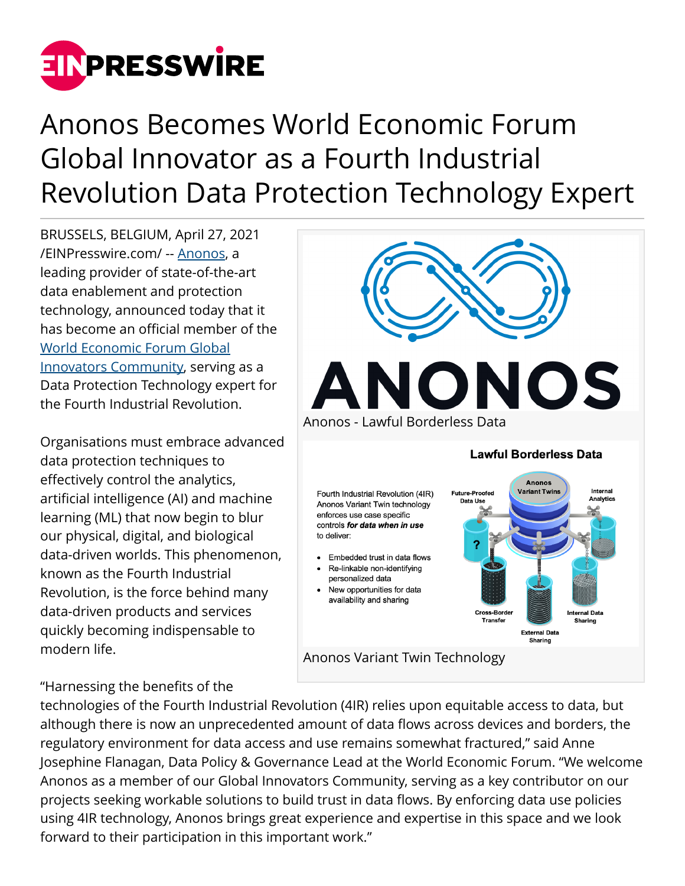# Anonos Becomes World Economic Forum Global Innovator as a Fourth Industrial Revolution Data Protection Technology Expert

BRUSSELS, BELGIUM, April 27, 2021 /EINPresswire.com/ -- Anonos, a leading provider of state-of-the-art data enablement and protection technology, announced today that it has become an official member of the World Economic Forum Global Innovators Community, serving as a Data Protection Technology expert for the Fourth Industrial Revolution.

Organisations must embrace advanced data protection techniques to effectively control the analytics, artificial intelligence (AI) and machine learning (ML) that now begin to blur our physical, digital, and biological data-driven worlds. This phenomenon, known as the Fourth Industrial Revolution, is the force behind many data-driven products and services quickly becoming indispensable to modern life.

Anonos - Lawful Borderless Data

Anonos Variant Twin Technology

"Harnessing the benefits of the technologies of the Fourth Industrial Revolution (4IR) relies upon equitable access to data, but although there is now an unprecedented amount of data flows across devices and borders, the regulatory environment for data access and use remains somewhat fractured," said Anne Josephine Flanagan, Data Policy & Governance Lead at the World Economic Forum. "We welcome Anonos as a member of our Global Innovators Community, serving as a key contributor on our projects seeking workable solutions to build trust in data flows. By enforcing data use policies using 4IR technology, Anonos brings great experience and expertise in this space and we look forward to their participation in this important work."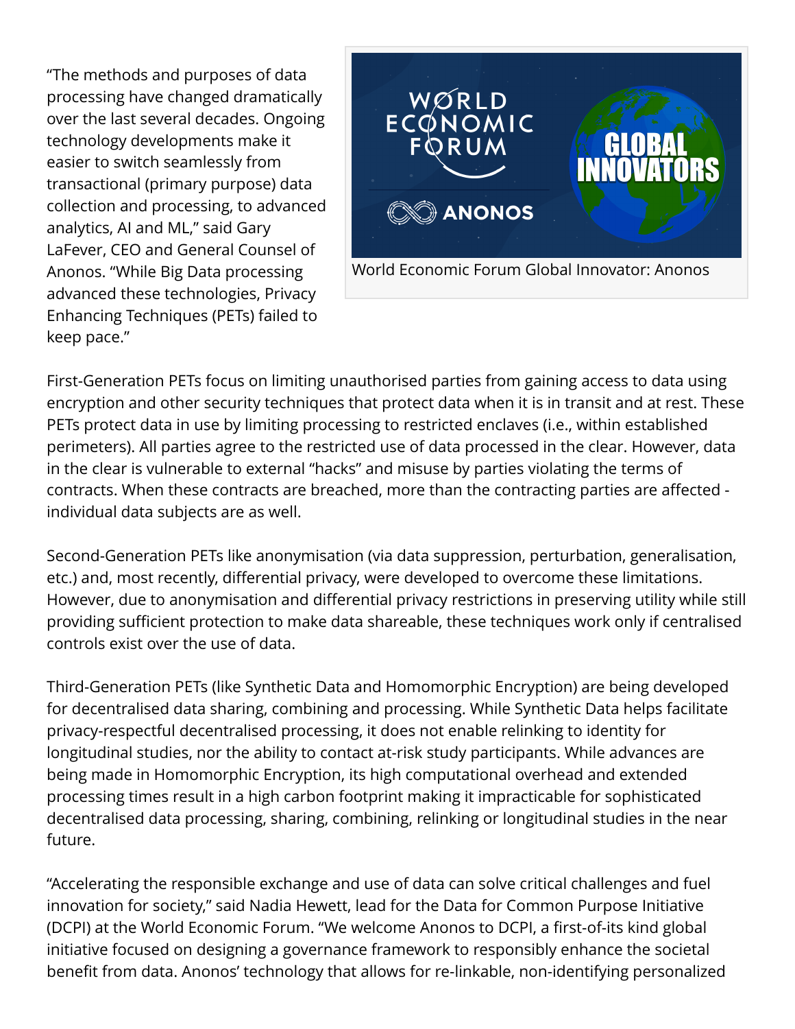"The methods and purposes of data processing have changed dramatically over the last several decades. Ongoing technology developments make it easier to switch seamlessly from transactional (primary purpose) data collection and processing, to advanced analytics, AI and ML," said Gary LaFever, CEO and General Counsel of Anonos. "While Big Data processing advanced these technologies, Privacy Enhancing Techniques (PETs) failed to keep pace."

World Economic Forum Global Innovator: Anonos

First-Generation PETs focus on limiting unauthorised parties from gaining access to data using encryption and other security techniques that protect data when it is in transit and at rest. These PETs protect data in use by limiting processing to restricted enclaves (i.e., within established perimeters). All parties agree to the restricted use of data processed in the clear. However, data in the clear is vulnerable to external "hacks" and misuse by parties violating the terms of contracts. When these contracts are breached, more than the contracting parties are affected - individual data subjects are as well.

Second-Generation PETs like anonymisation (via data suppression, perturbation, generalisation, etc.) and, most recently, differential privacy, were developed to overcome these limitations. However, due to anonymisation and differential privacy restrictions in preserving utility while still providing sufficient protection to make data shareable, these techniques work only if centralised controls exist over the use of data.

Third-Generation PETs (like Synthetic Data and Homomorphic Encryption) are being developed for decentralised data sharing, combining and processing. While Synthetic Data helps facilitate privacy-respectful decentralised processing, it does not enable relinking to identity for longitudinal studies, nor the ability to contact at-risk study participants. While advances are being made in Homomorphic Encryption, its high computational overhead and extended processing times result in a high carbon footprint making it impracticable for sophisticated decentralised data processing, sharing, combining, relinking or longitudinal studies in the near future.

"Accelerating the responsible exchange and use of data can solve critical challenges and fuel innovation for society," said Nadia Hewett, lead for the Data for Common Purpose Initiative (DCPI) at the World Economic Forum. "We welcome Anonos to DCPI, a first-of-its kind global initiative focused on designing a governance framework to responsibly enhance the societal benefit from data. Anonos' technology that allows for re-linkable, non-identifying personalized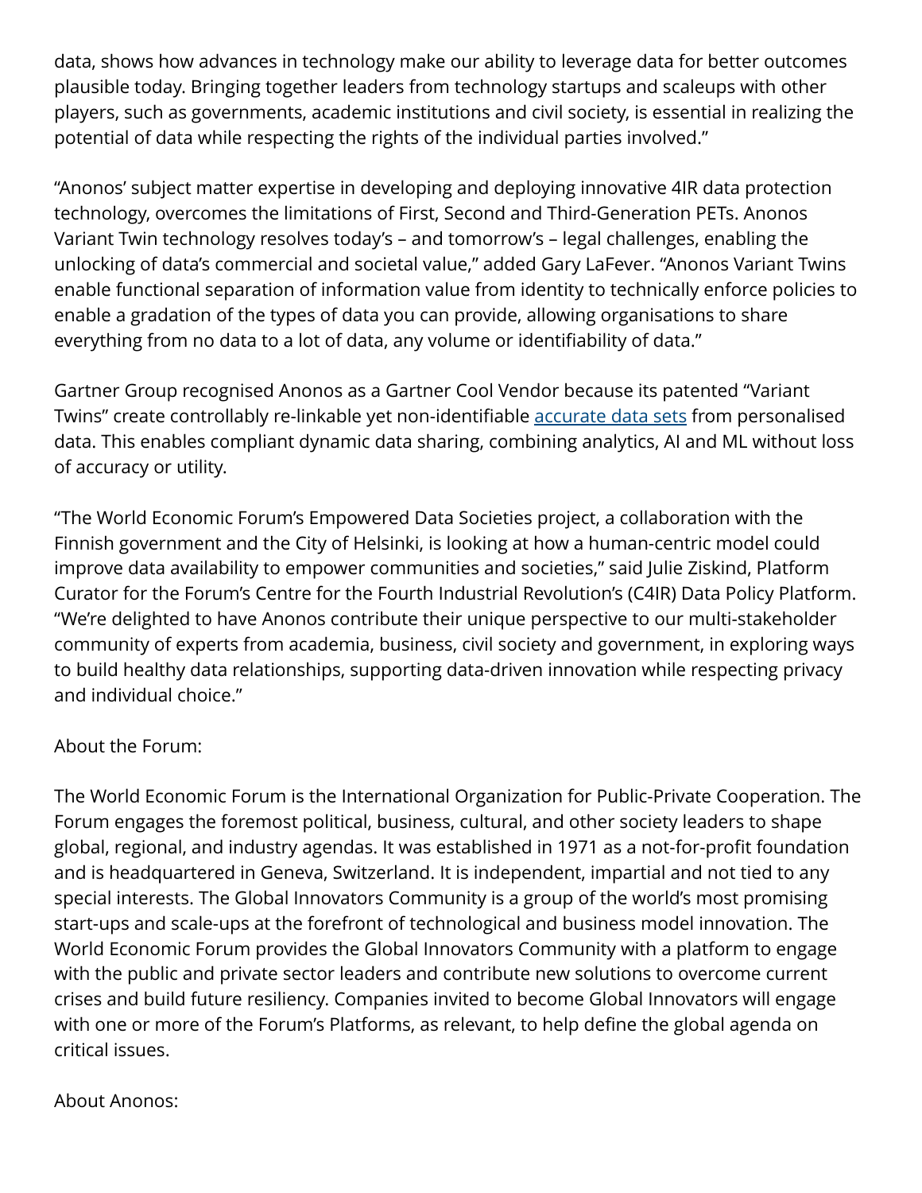data, shows how advances in technology make our ability to leverage data for better outcomes plausible today. Bringing together leaders from technology startups and scaleups with other players, such as governments, academic institutions and civil society, is essential in realizing the potential of data while respecting the rights of the individual parties involved."

"Anonos' subject matter expertise in developing and deploying innovative 4IR data protection technology, overcomes the limitations of First, Second and Third-Generation PETs. Anonos Variant Twin technology resolves today's – and tomorrow's – legal challenges, enabling the unlocking of data's commercial and societal value," added Gary LaFever. "Anonos Variant Twins enable functional separation of information value from identity to technically enforce policies to enable a gradation of the types of data you can provide, allowing organisations to share everything from no data to a lot of data, any volume or identifiability of data."

Gartner Group recognised Anonos as a Gartner Cool Vendor because its patented "Variant Twins" create controllably re-linkable yet non-identifiable accurate data sets from personalised data. This enables compliant dynamic data sharing, combining analytics, AI and ML without loss of accuracy or utility.

"The World Economic Forum's Empowered Data Societies project, a collaboration with the Finnish government and the City of Helsinki, is looking at how a human-centric model could improve data availability to empower communities and societies," said Julie Ziskind, Platform Curator for the Forum's Centre for the Fourth Industrial Revolution's (C4IR) Data Policy Platform. "We're delighted to have Anonos contribute their unique perspective to our multi-stakeholder community of experts from academia, business, civil society and government, in exploring ways to build healthy data relationships, supporting data-driven innovation while respecting privacy and individual choice."

About the Forum:

The World Economic Forum is the International Organization for Public-Private Cooperation. The Forum engages the foremost political, business, cultural, and other society leaders to shape global, regional, and industry agendas. It was established in 1971 as a not-for-profit foundation and is headquartered in Geneva, Switzerland. It is independent, impartial and not tied to any special interests. The Global Innovators Community is a group of the world's most promising start-ups and scale-ups at the forefront of technological and business model innovation. The World Economic Forum provides the Global Innovators Community with a platform to engage with the public and private sector leaders and contribute new solutions to overcome current crises and build future resiliency. Companies invited to become Global Innovators will engage with one or more of the Forum's Platforms, as relevant, to help define the global agenda on critical issues.

About Anonos: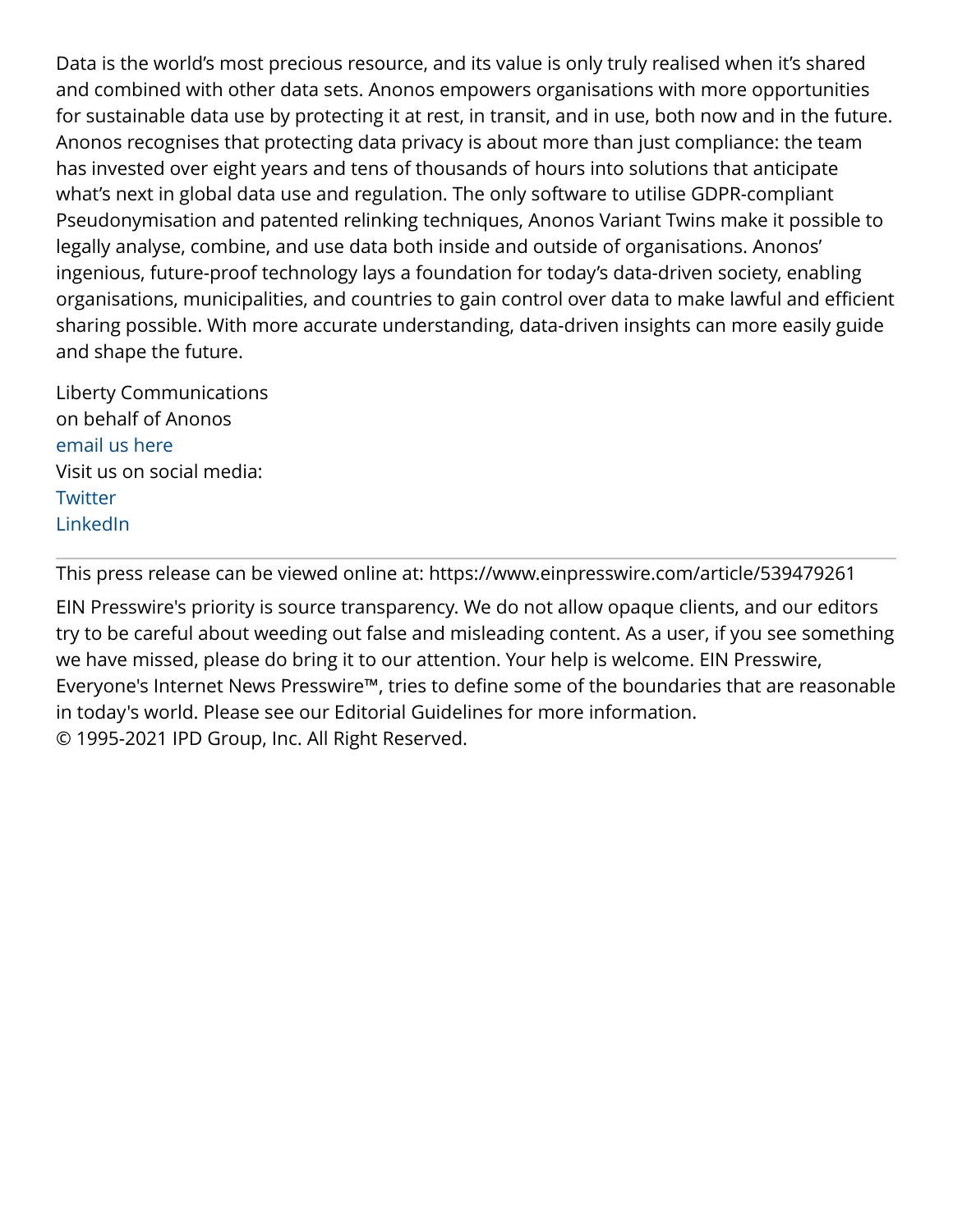Data is the world's most precious resource, and its value is only truly realised when it's shared and combined with other data sets. Anonos empowers organisations with more opportunities for sustainable data use by protecting it at rest, in transit, and in use, both now and in the future. Anonos recognises that protecting data privacy is about more than just compliance: the team has invested over eight years and tens of thousands of hours into solutions that anticipate what's next in global data use and regulation. The only software to utilise GDPR-compliant Pseudonymisation and patented relinking techniques, Anonos Variant Twins make it possible to legally analyse, combine, and use data both inside and outside of organisations. Anonos' ingenious, future-proof technology lays a foundation for today's data-driven society, enabling organisations, municipalities, and countries to gain control over data to make lawful and efficient sharing possible. With more accurate understanding, data-driven insights can more easily guide and shape the future.

Liberty Communications
on behalf of Anonos
email us here
Visit us on social media:
Twitter
LinkedIn

---

This press release can be viewed online at: https://www.einpresswire.com/article/539479261

EIN Presswire's priority is source transparency. We do not allow opaque clients, and our editors try to be careful about weeding out false and misleading content. As a user, if you see something we have missed, please do bring it to our attention. Your help is welcome. EIN Presswire, Everyone's Internet News Presswire™, tries to define some of the boundaries that are reasonable in today's world. Please see our Editorial Guidelines for more information.
© 1995-2021 IPD Group, Inc. All Right Reserved.